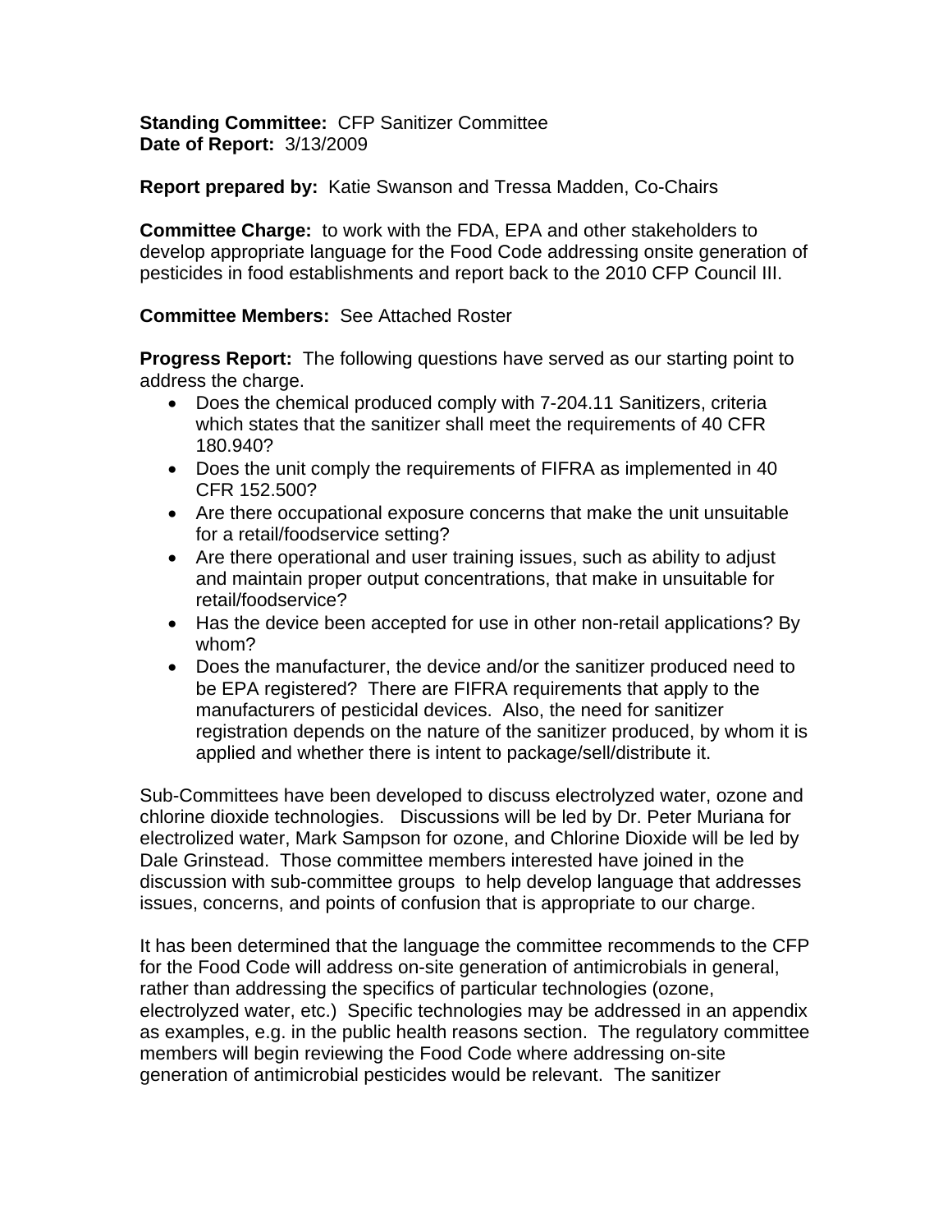**Standing Committee:** CFP Sanitizer Committee
**Date of Report:** 3/13/2009

**Report prepared by:** Katie Swanson and Tressa Madden, Co-Chairs

**Committee Charge:** to work with the FDA, EPA and other stakeholders to develop appropriate language for the Food Code addressing onsite generation of pesticides in food establishments and report back to the 2010 CFP Council III.

**Committee Members:** See Attached Roster

**Progress Report:** The following questions have served as our starting point to address the charge.

- Does the chemical produced comply with 7-204.11 Sanitizers, criteria which states that the sanitizer shall meet the requirements of 40 CFR 180.940?
- Does the unit comply the requirements of FIFRA as implemented in 40 CFR 152.500?
- Are there occupational exposure concerns that make the unit unsuitable for a retail/foodservice setting?
- Are there operational and user training issues, such as ability to adjust and maintain proper output concentrations, that make in unsuitable for retail/foodservice?
- Has the device been accepted for use in other non-retail applications? By whom?
- Does the manufacturer, the device and/or the sanitizer produced need to be EPA registered? There are FIFRA requirements that apply to the manufacturers of pesticidal devices. Also, the need for sanitizer registration depends on the nature of the sanitizer produced, by whom it is applied and whether there is intent to package/sell/distribute it.

Sub-Committees have been developed to discuss electrolyzed water, ozone and chlorine dioxide technologies. Discussions will be led by Dr. Peter Muriana for electrolized water, Mark Sampson for ozone, and Chlorine Dioxide will be led by Dale Grinstead. Those committee members interested have joined in the discussion with sub-committee groups to help develop language that addresses issues, concerns, and points of confusion that is appropriate to our charge.

It has been determined that the language the committee recommends to the CFP for the Food Code will address on-site generation of antimicrobials in general, rather than addressing the specifics of particular technologies (ozone, electrolyzed water, etc.) Specific technologies may be addressed in an appendix as examples, e.g. in the public health reasons section. The regulatory committee members will begin reviewing the Food Code where addressing on-site generation of antimicrobial pesticides would be relevant. The sanitizer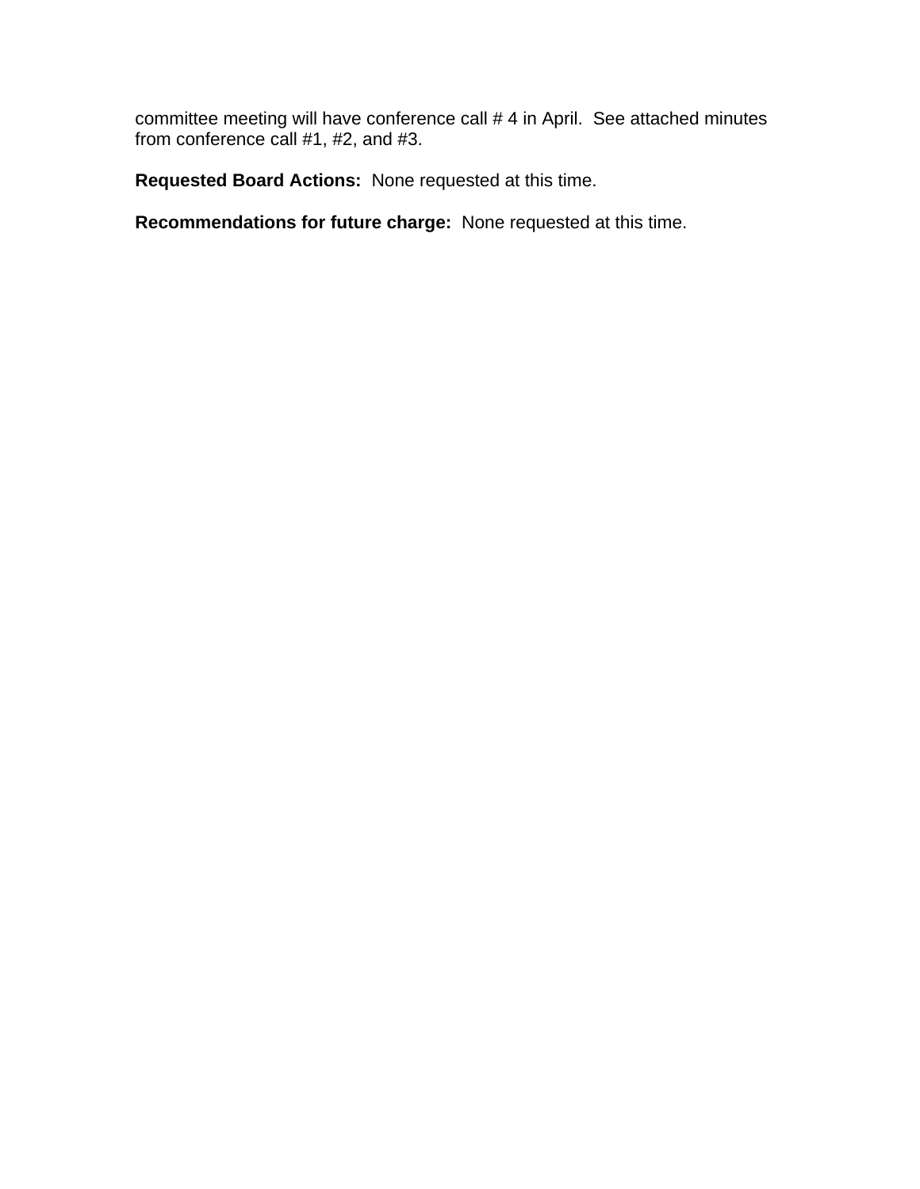committee meeting will have conference call # 4 in April.  See attached minutes from conference call #1, #2, and #3.

**Requested Board Actions:**  None requested at this time.

**Recommendations for future charge:**  None requested at this time.